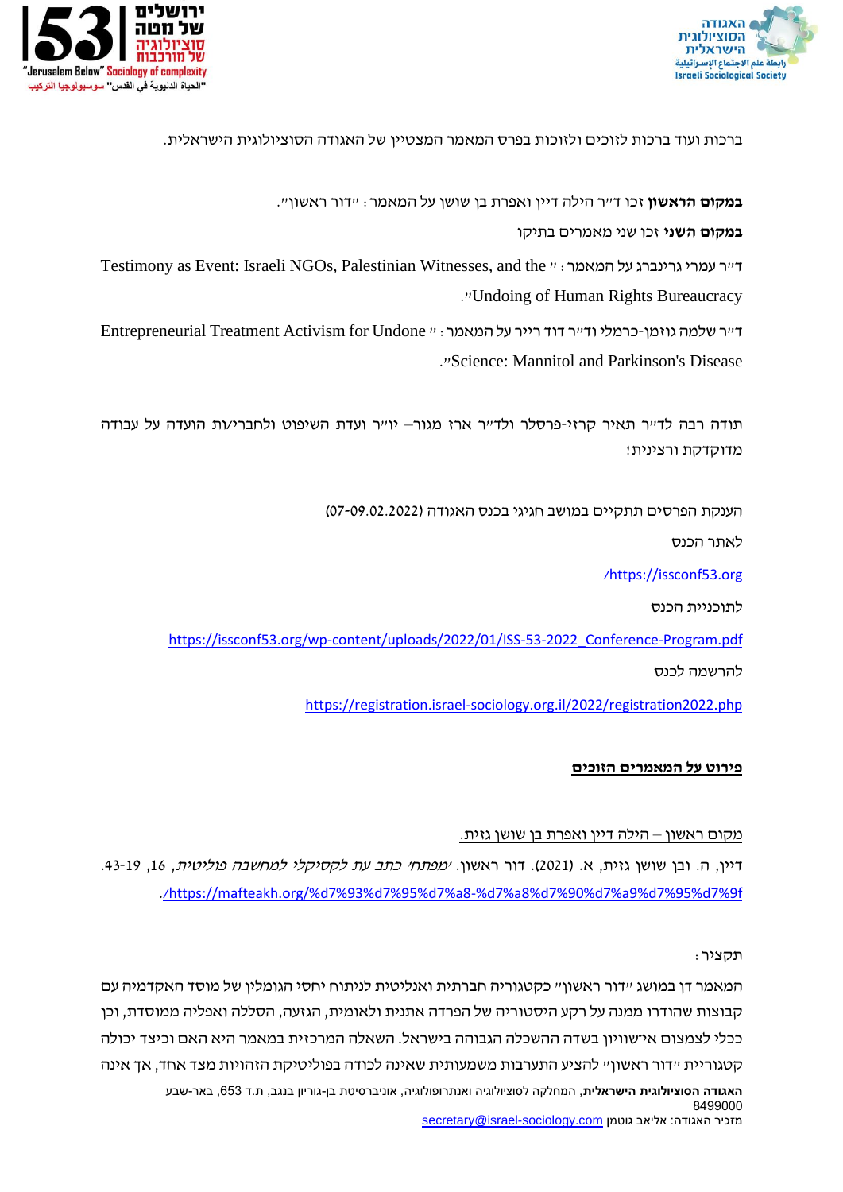ברכות ועוד ברכות לזוכים ולזוכות בפרס המאמר המצטיין של האגודה הסוציולוגית הישראלית.

**במקום הראשון** זכו ד"ר הילה דיין ואפרת בן שושן על המאמר: "דור ראשון".

**במקום השני** זכו שני מאמרים בתיקו

ד"ר עמרי גרינברג על המאמר: "Testimony as Event: Israeli NGOs, Palestinian Witnesses, and the Undoing of Human Rights Bureaucracy".

ד"ר שלמה גוזמן-כרמלי וד"ר דוד רייר על המאמר: "Entrepreneurial Treatment Activism for Undone Science: Mannitol and Parkinson's Disease".

תודה רבה לד"ר תאיר קרזי-פרסלר ולד"ר ארז מגור – יו"ר ועדת השיפוט ולחברי/ות הועדה על עבודה מדוקדקת ורצינית!

הענקת הפרסים תתקיים במושב חגיגי בכנס האגודה (07-09.02.2022)

לאתר הכנס

https://issconf53.org/

לתוכניית הכנס

https://issconf53.org/wp-content/uploads/2022/01/ISS-53-2022_Conference-Program.pdf

להרשמה לכנס

https://registration.israel-sociology.org.il/2022/registration2022.php

**פירוט על המאמרים הזוכים**

מקום ראשון – הילה דיין ואפרת בן שושן גזית.

דיין, ה. ובן שושן גזית, א. (2021). דור ראשון. *'מפתח' כתב עת לקסיקלי למחשבה פוליטית*, 16, 19-43.
https://mafteakh.org/%d7%93%d7%95%d7%a8-%d7%a8%d7%90%d7%a9%d7%95%d7%9f/.

תקציר:

המאמר דן במושג "דור ראשון" כקטגוריה חברתית ואנליטית לניתוח יחסי הגומלין של מוסד האקדמיה עם קבוצות שהודרו ממנה על רקע היסטוריה של הפרדה אתנית ולאומית, הגזעה, הסללה ואפליה ממוסדת, וכן ככלי לצמצום אי־שוויון בשדה ההשכלה הגבוהה בישראל. השאלה המרכזית במאמר היא האם וכיצד יכולה קטגוריית "דור ראשון" להציע התערבות משמעותית שאינה לכודה בפוליטיקת הזהויות מצד אחד, אך אינה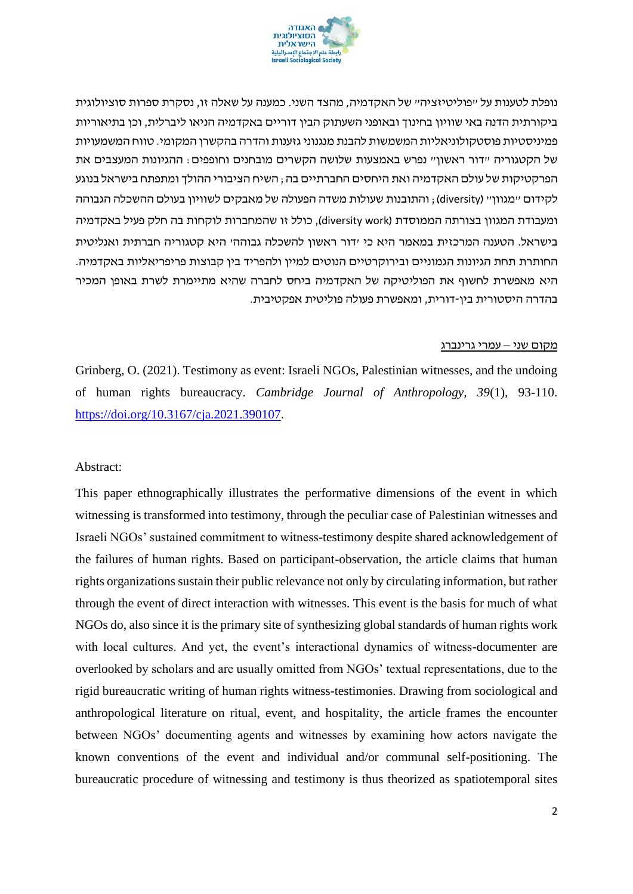נופלת לטענות על "פוליטיזציה" של האקדמיה, מהצד השני. כמענה על שאלה זו, נסקרת ספרות סוציולוגית ביקורתית הדנה באי שוויון בחינוך ובאופני השעתוק הבין דוריים באקדמיה הניאו ליברלית, וכן בתיאוריות פמיניסטיות פוסטקולוניאליות המשמשות להבנת מנגנוני גזענות והדרה בהקשרן המקומי. טווח המשמעויות של הקטגוריה "דור ראשון" נפרש באמצעות שלושה הקשרים מובחנים וחופפים: ההגיונות המעצבים את הפרקטיקות של עולם האקדמיה ואת היחסים החברתיים בה; השיח הציבורי ההולך ומתפתח בישראל בנוגע לקידום "מגוון" (diversity); והתובנות שעולות משדה הפעולה של מאבקים לשוויון בעולם ההשכלה הגבוהה ומעבודת המגוון בצורתה הממוסדת (diversity work), כולל זו שהמחברות לוקחות בה חלק פעיל באקדמיה בישראל. הטענה המרכזית במאמר היא כי 'דור ראשון להשכלה גבוהה' היא קטגוריה חברתית ואנליטית החותרת תחת הגיונות הגמוניים וביורוקרטיים הנוטים למיין ולהפריד בין קבוצות פריפריאליות באקדמיה. היא מאפשרת לחשוף את הפוליטיקה של האקדמיה ביחס לחברה שהיא מתיימרת לשרת באופן המכיר בהדרה היסטורית בין-דורית, ומאפשרת פעולה פוליטית אפקטיבית.

מקום שני – עמרי גרינברג

Grinberg, O. (2021). Testimony as event: Israeli NGOs, Palestinian witnesses, and the undoing of human rights bureaucracy. *Cambridge Journal of Anthropology, 39*(1), 93-110. https://doi.org/10.3167/cja.2021.390107.

Abstract:

This paper ethnographically illustrates the performative dimensions of the event in which witnessing is transformed into testimony, through the peculiar case of Palestinian witnesses and Israeli NGOs' sustained commitment to witness-testimony despite shared acknowledgement of the failures of human rights. Based on participant-observation, the article claims that human rights organizations sustain their public relevance not only by circulating information, but rather through the event of direct interaction with witnesses. This event is the basis for much of what NGOs do, also since it is the primary site of synthesizing global standards of human rights work with local cultures. And yet, the event's interactional dynamics of witness-documenter are overlooked by scholars and are usually omitted from NGOs' textual representations, due to the rigid bureaucratic writing of human rights witness-testimonies. Drawing from sociological and anthropological literature on ritual, event, and hospitality, the article frames the encounter between NGOs' documenting agents and witnesses by examining how actors navigate the known conventions of the event and individual and/or communal self-positioning. The bureaucratic procedure of witnessing and testimony is thus theorized as spatiotemporal sites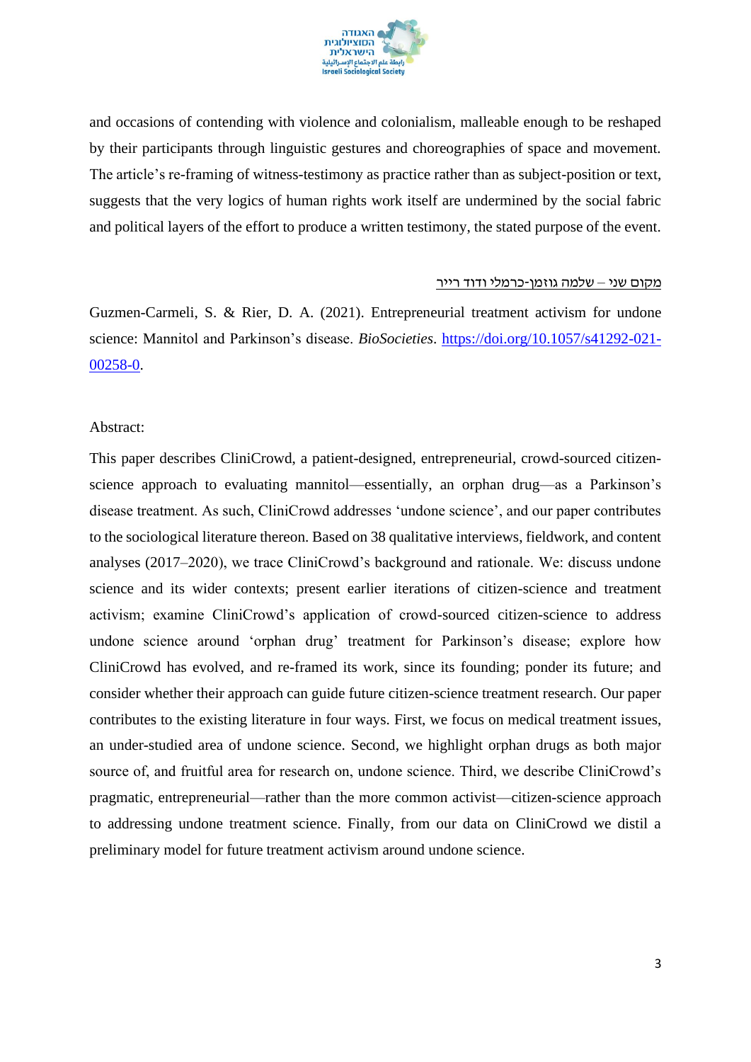and occasions of contending with violence and colonialism, malleable enough to be reshaped by their participants through linguistic gestures and choreographies of space and movement. The article's re-framing of witness-testimony as practice rather than as subject-position or text, suggests that the very logics of human rights work itself are undermined by the social fabric and political layers of the effort to produce a written testimony, the stated purpose of the event.

מקום שני – שלמה גוזמן-כרמלי ודוד רייר

Guzmen-Carmeli, S. & Rier, D. A. (2021). Entrepreneurial treatment activism for undone science: Mannitol and Parkinson's disease. *BioSocieties*. https://doi.org/10.1057/s41292-021-00258-0.

Abstract:

This paper describes CliniCrowd, a patient-designed, entrepreneurial, crowd-sourced citizen-science approach to evaluating mannitol—essentially, an orphan drug—as a Parkinson's disease treatment. As such, CliniCrowd addresses 'undone science', and our paper contributes to the sociological literature thereon. Based on 38 qualitative interviews, fieldwork, and content analyses (2017–2020), we trace CliniCrowd's background and rationale. We: discuss undone science and its wider contexts; present earlier iterations of citizen-science and treatment activism; examine CliniCrowd's application of crowd-sourced citizen-science to address undone science around 'orphan drug' treatment for Parkinson's disease; explore how CliniCrowd has evolved, and re-framed its work, since its founding; ponder its future; and consider whether their approach can guide future citizen-science treatment research. Our paper contributes to the existing literature in four ways. First, we focus on medical treatment issues, an under-studied area of undone science. Second, we highlight orphan drugs as both major source of, and fruitful area for research on, undone science. Third, we describe CliniCrowd's pragmatic, entrepreneurial—rather than the more common activist—citizen-science approach to addressing undone treatment science. Finally, from our data on CliniCrowd we distil a preliminary model for future treatment activism around undone science.